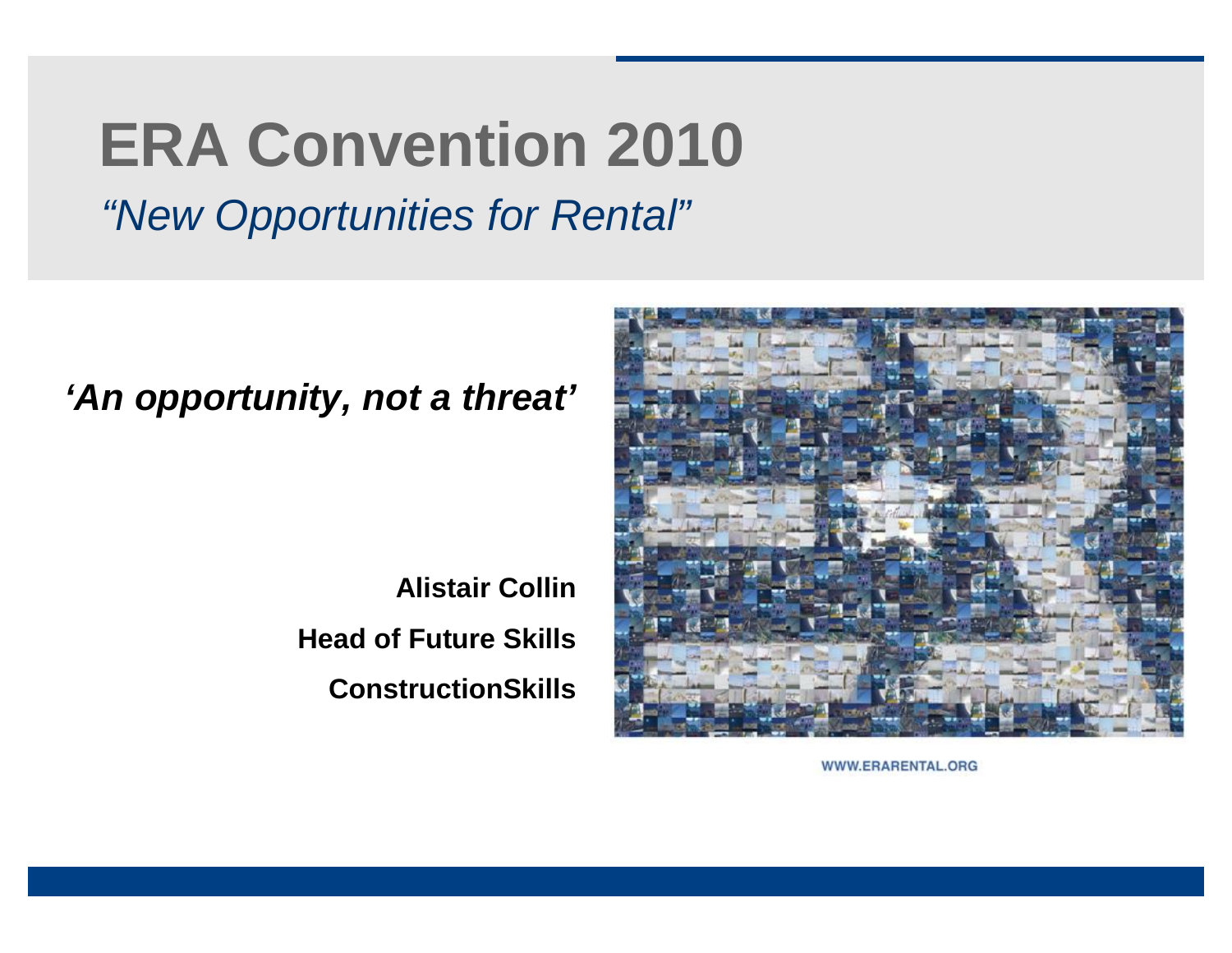# ERA Convention 2010

*"New Opportunities for Rental"*

***'An opportunity, not a threat'***

**Alistair Collin**

**Head of Future Skills**

**ConstructionSkills**

WWW.ERARENTAL.ORG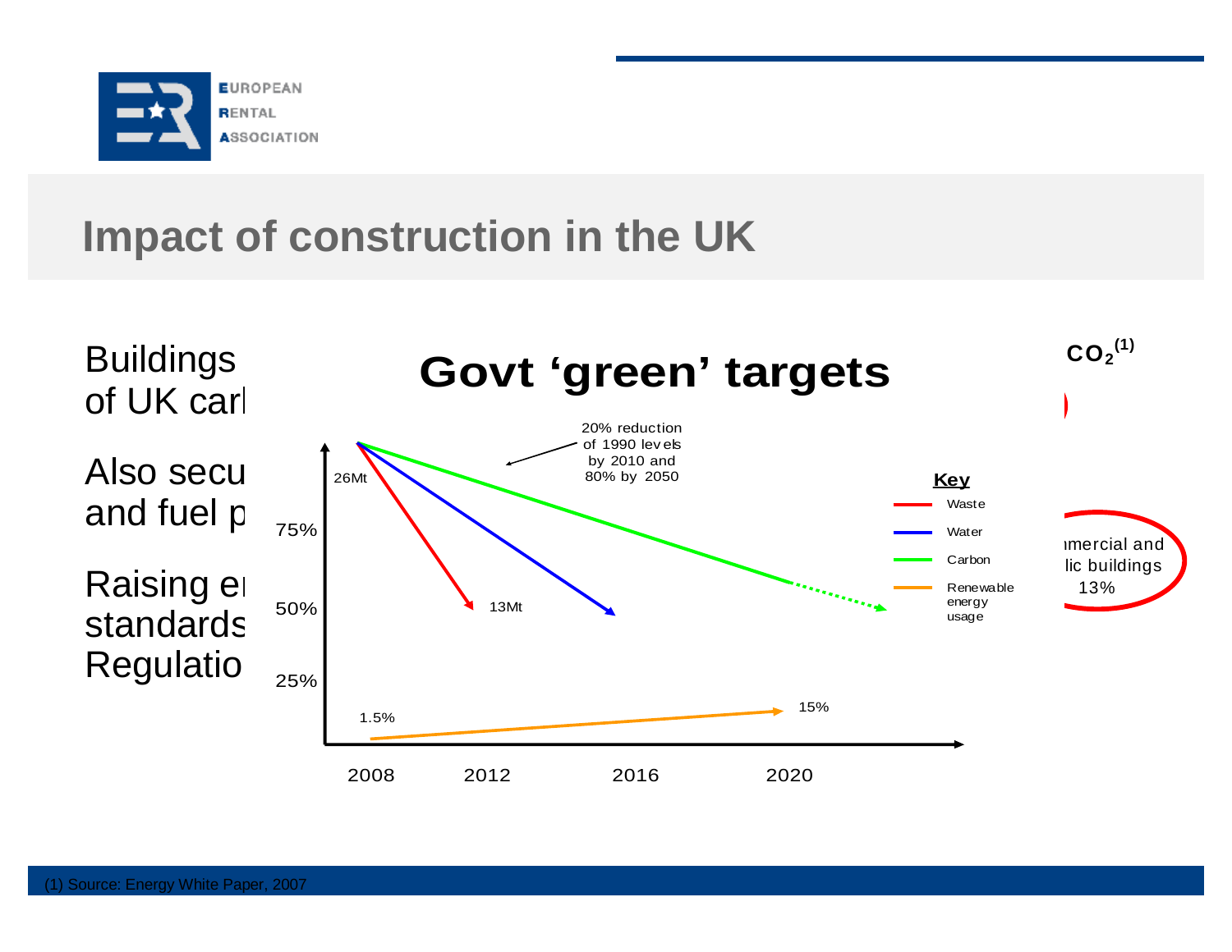# Impact of construction in the UK

Buildings
of UK carl

Also secu
and fuel p

Raising e
standards
Regulatio

$CO_2$[(1)]

ımercial and
lic buildings
13%

## Govt 'green' targets

20% reduction of 1990 levels by 2010 and 80% by 2050

26Mt

13Mt

75%

50%

25%

1.5%

15%

2008 2012 2016 2020

**Key**

- Waste
- Water
- Carbon
- Renewable energy usage

(1) Source: Energy White Paper, 2007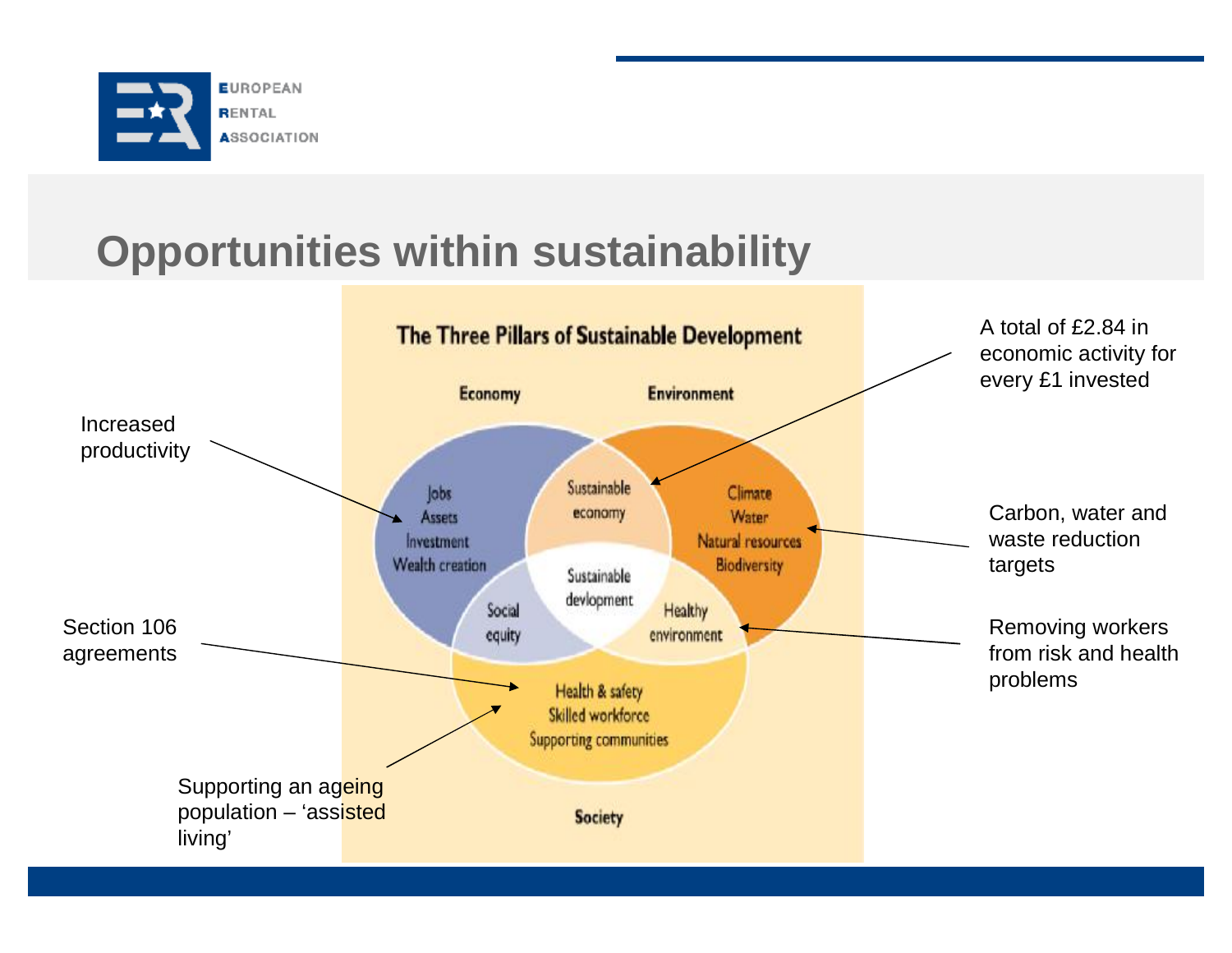# Opportunities within sustainability

**The Three Pillars of Sustainable Development**

Economy

Environment

Jobs
Assets
Investment
Wealth creation

Sustainable economy

Climate
Water
Natural resources
Biodiversity

Sustainable devlopment

Social equity

Healthy environment

Health & safety
Skilled workforce
Supporting communities

Society

Increased productivity

Section 106 agreements

Supporting an ageing population – 'assisted living'

A total of £2.84 in economic activity for every £1 invested

Carbon, water and waste reduction targets

Removing workers from risk and health problems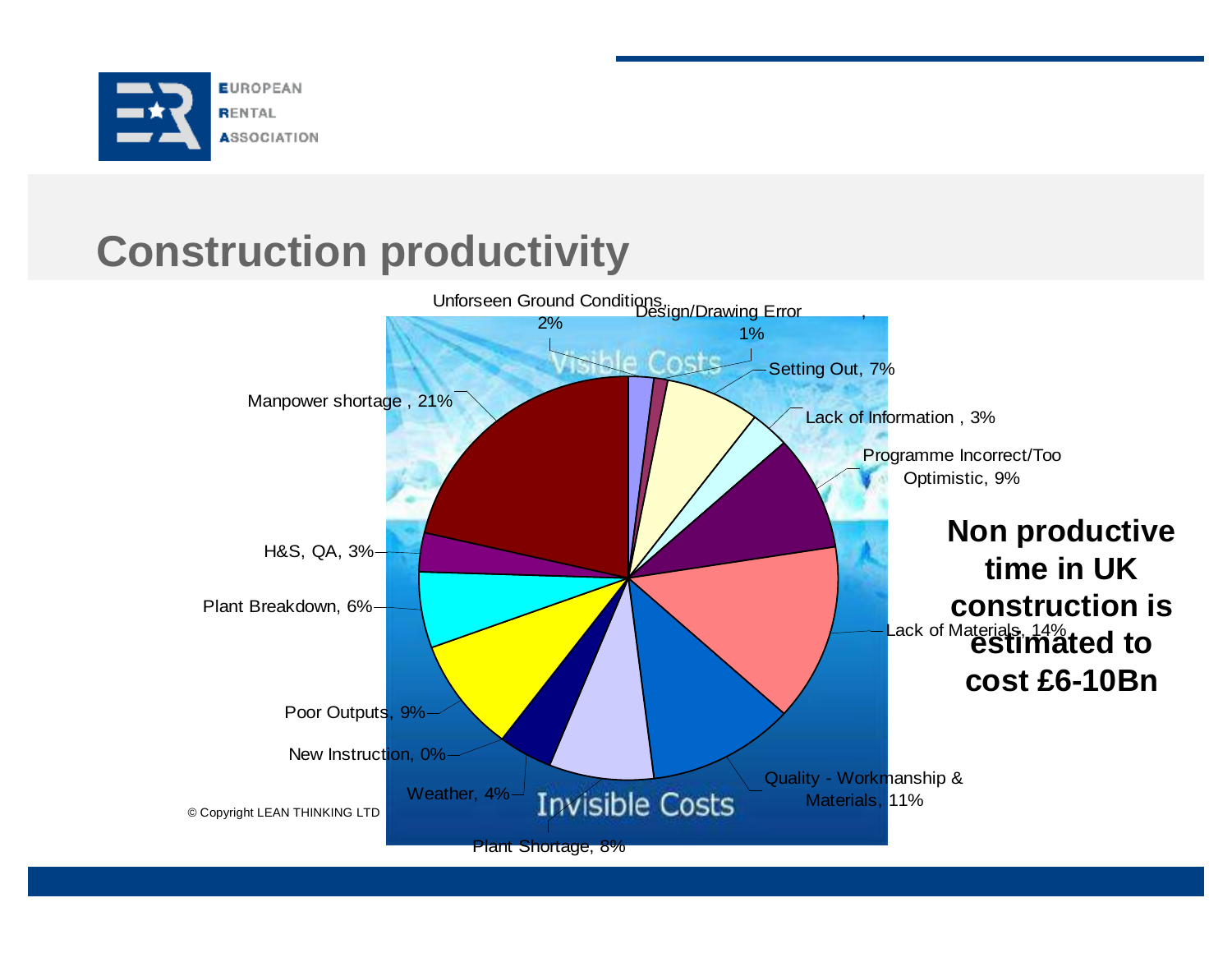# Construction productivity

Unforseen Ground Conditions, 2%

Design/Drawing Error, 1%

Setting Out, 7%

Lack of Information , 3%

Programme Incorrect/Too Optimistic, 9%

Lack of Materials, 14%

Quality - Workmanship & Materials, 11%

Plant Shortage, 8%

Weather, 4%

New Instruction, 0%

Poor Outputs, 9%

Plant Breakdown, 6%

H&S, QA, 3%

Manpower shortage , 21%

Visible Costs

Invisible Costs

© Copyright LEAN THINKING LTD

**Non productive time in UK construction is estimated to cost £6-10Bn**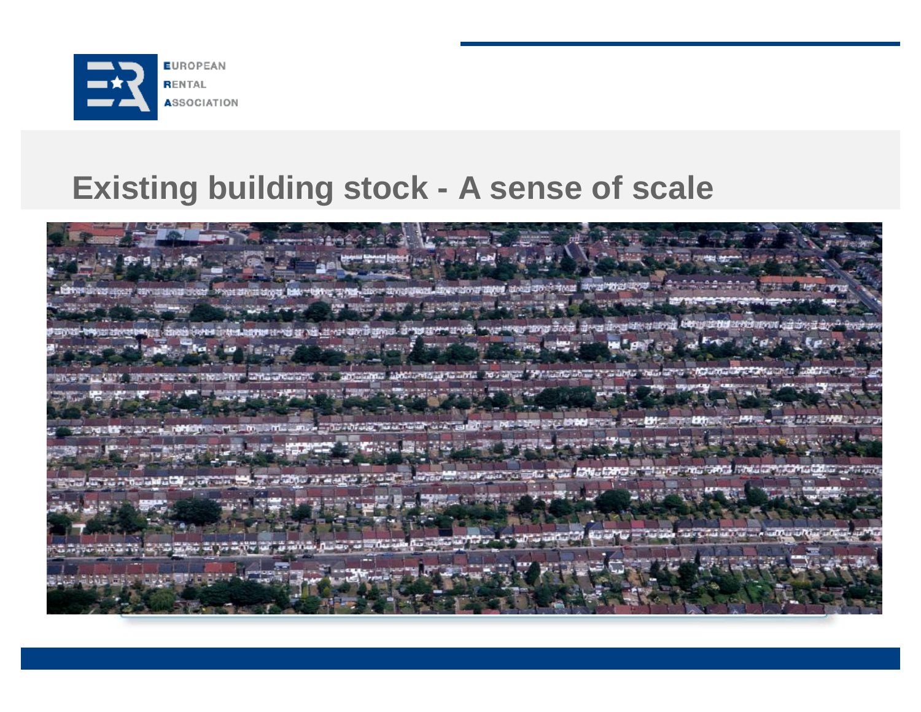# Existing building stock - A sense of scale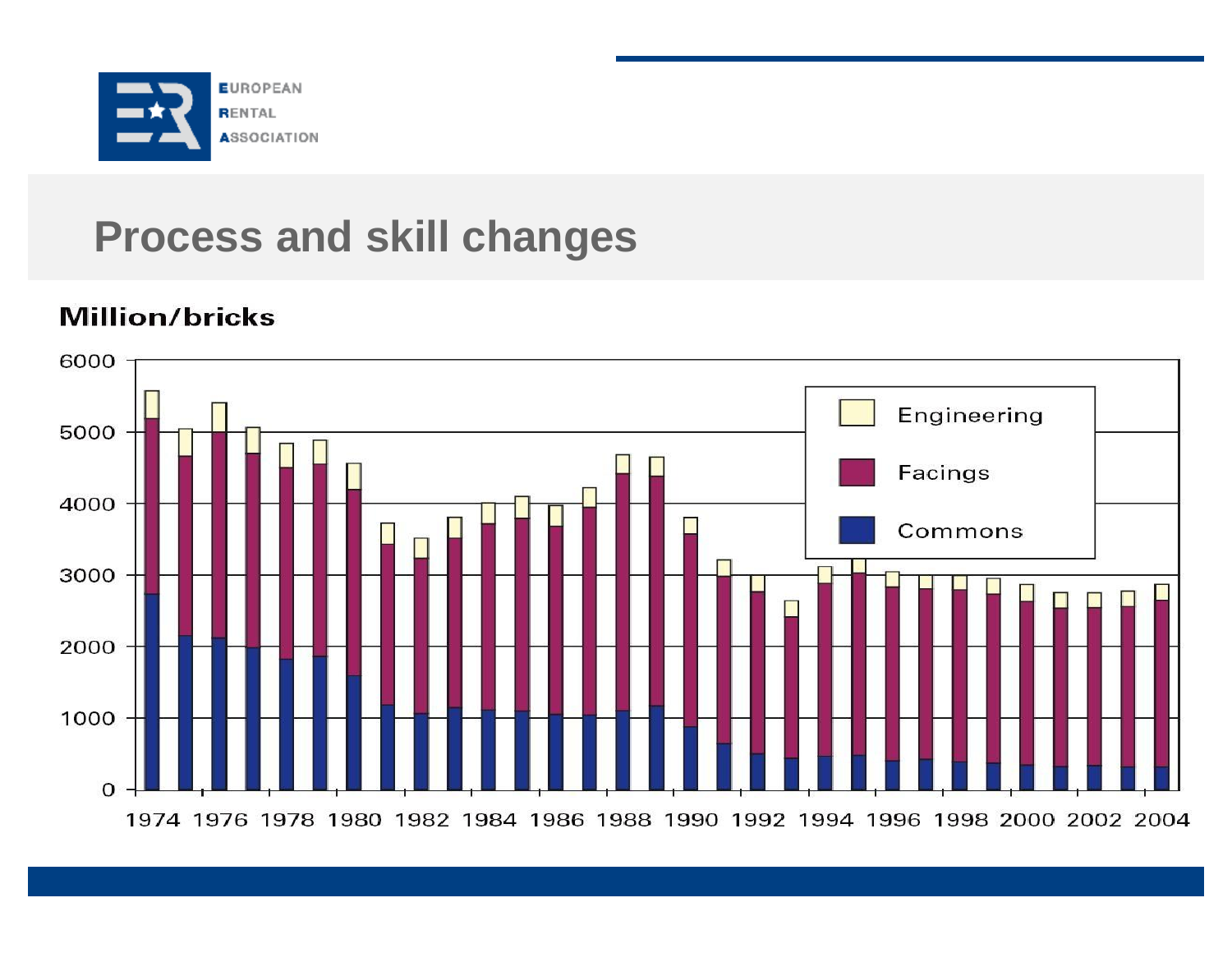# Process and skill changes

Million/bricks

6000
5000
4000
3000
2000
1000
0

1974 1976 1978 1980 1982 1984 1986 1988 1990 1992 1994 1996 1998 2000 2002 2004

Engineering

Facings

Commons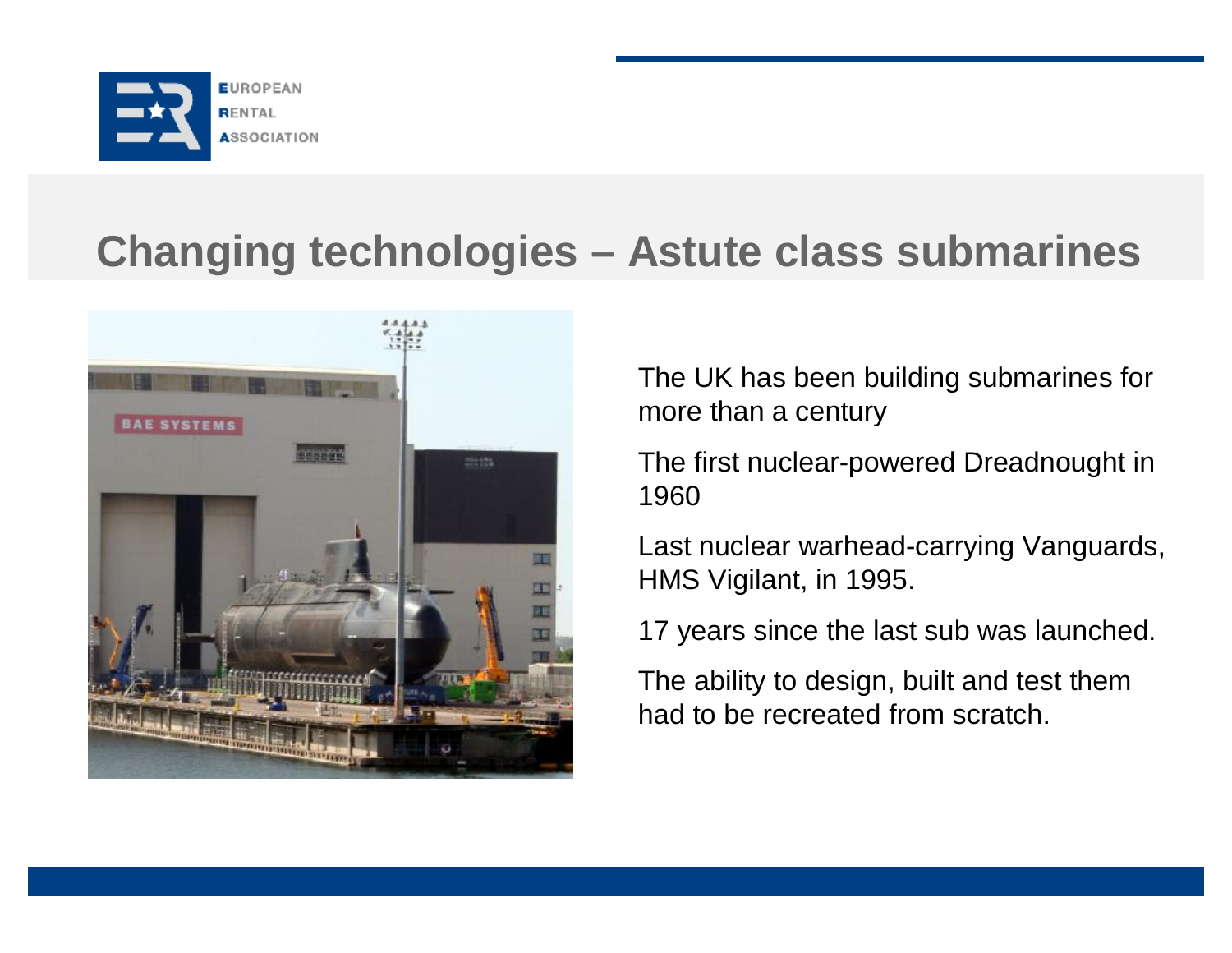# Changing technologies – Astute class submarines

The UK has been building submarines for more than a century

The first nuclear-powered Dreadnought in 1960

Last nuclear warhead-carrying Vanguards, HMS Vigilant, in 1995.

17 years since the last sub was launched.

The ability to design, built and test them had to be recreated from scratch.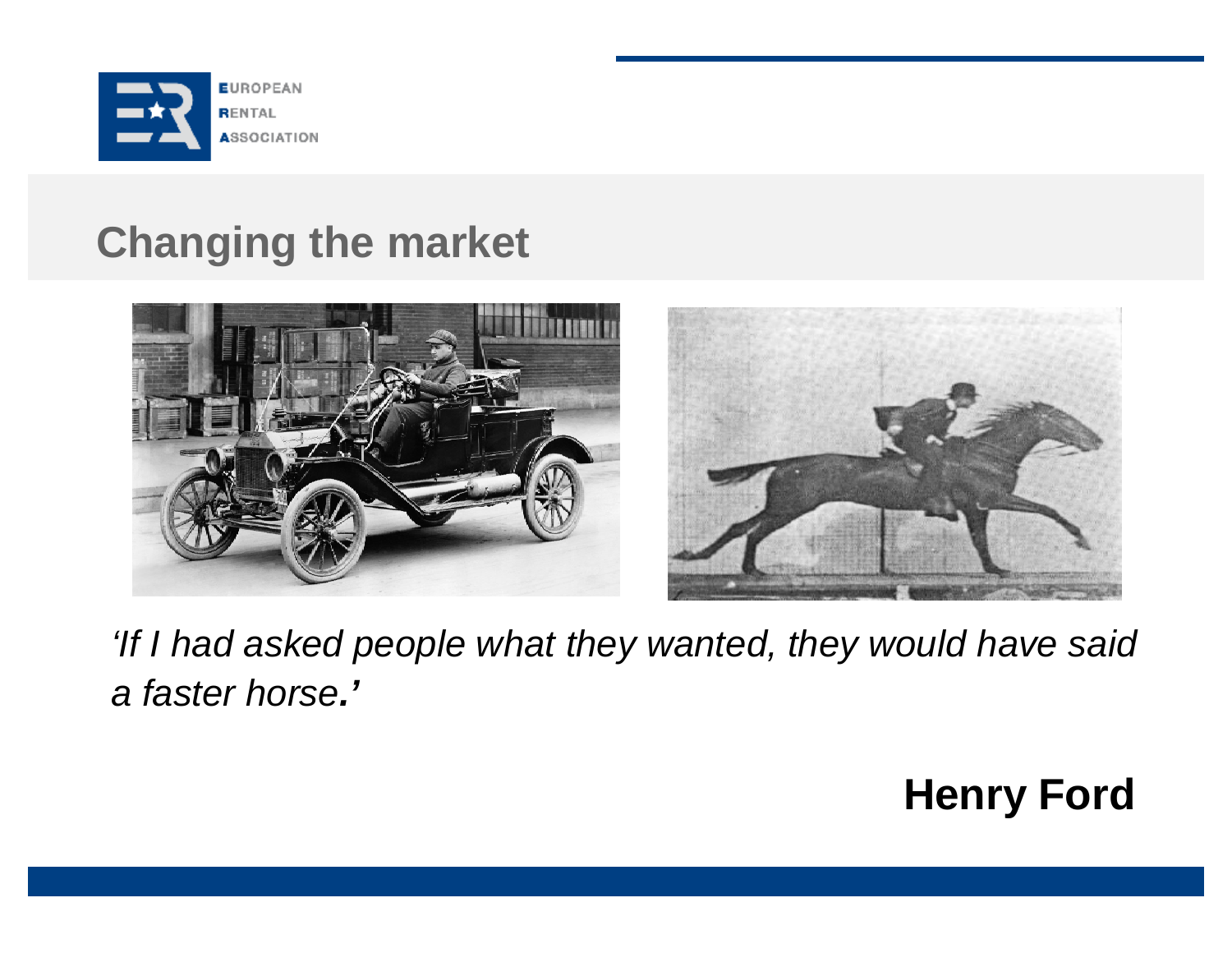## Changing the market

*'If I had asked people what they wanted, they would have said a faster horse.'*

**Henry Ford**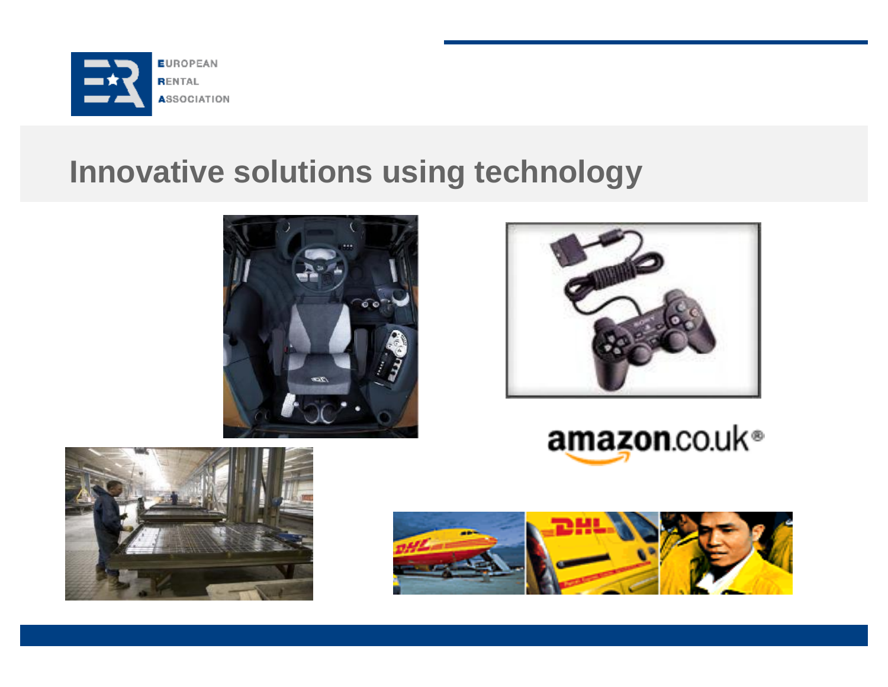# Innovative solutions using technology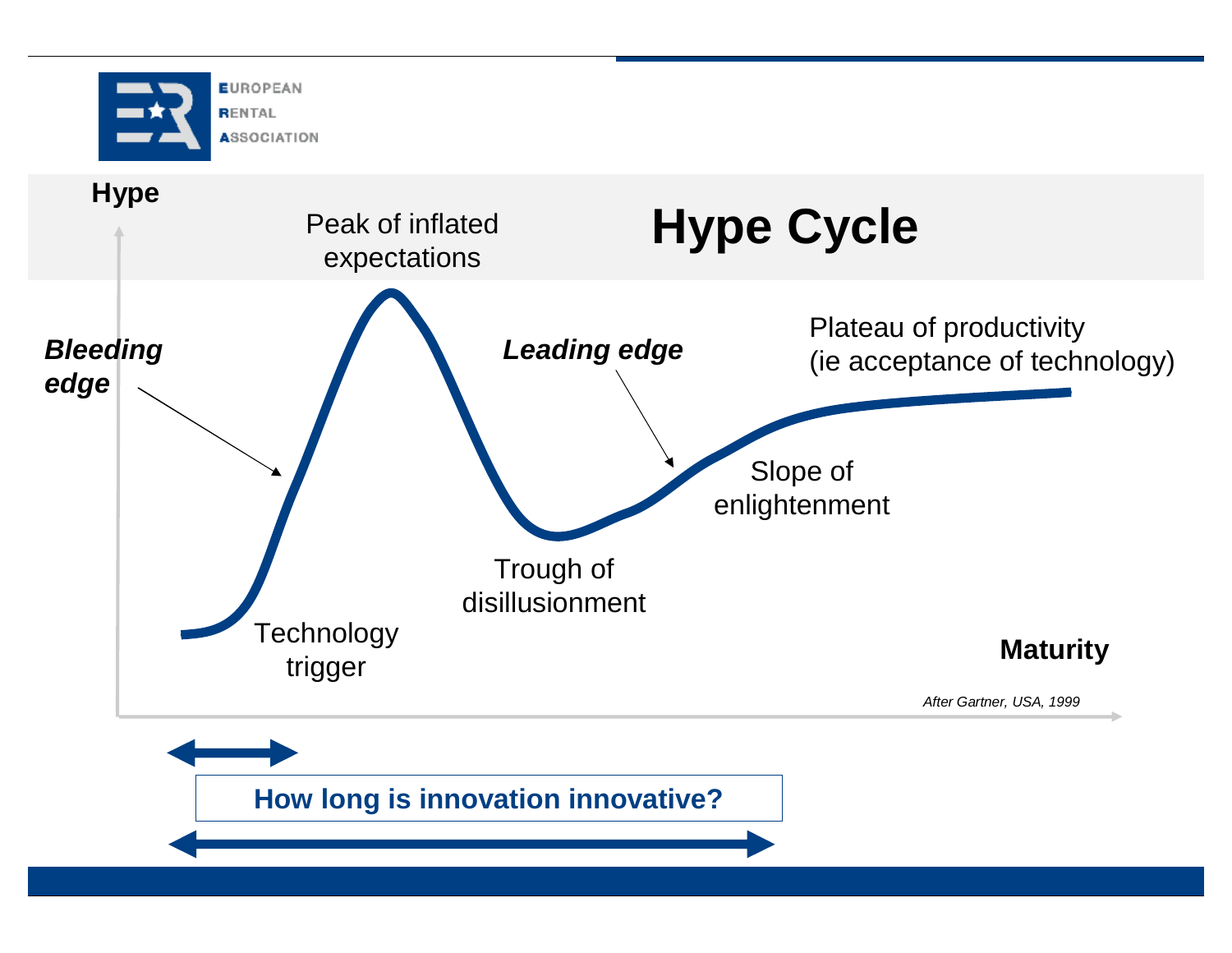# Hype Cycle

Hype

Peak of inflated expectations

*Bleeding edge*

*Leading edge*

Plateau of productivity
(ie acceptance of technology)

Slope of enlightenment

Trough of disillusionment

Technology trigger

Maturity

*After Gartner, USA, 1999*

**How long is innovation innovative?**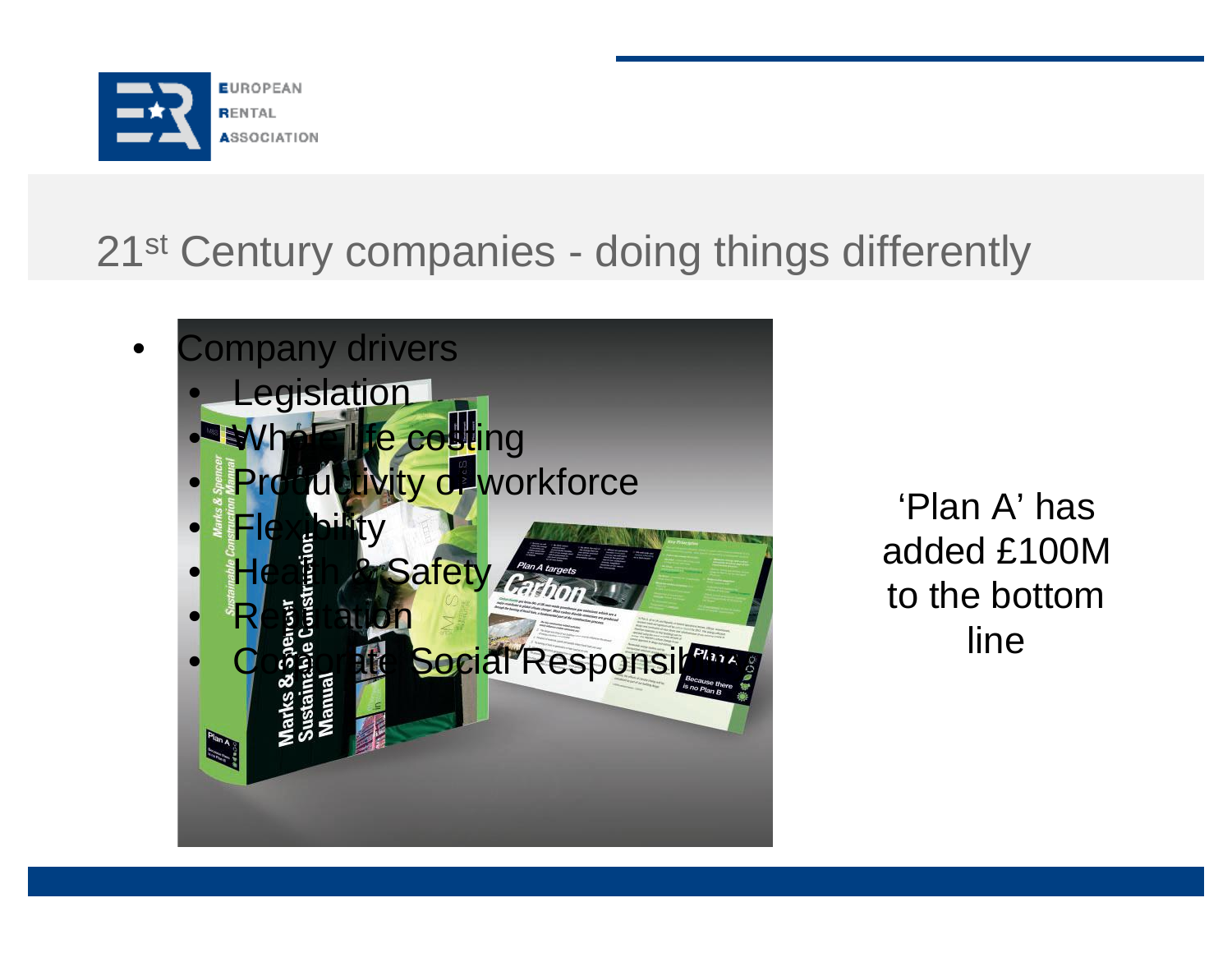# 21st Century companies - doing things differently

- Company drivers
  - Legislation
  - Whole life costing
  - Productivity of workforce
  - Flexibility
  - Health & Safety
  - Reputation
  - Corporate Social Responsibility

'Plan A' has added £100M to the bottom line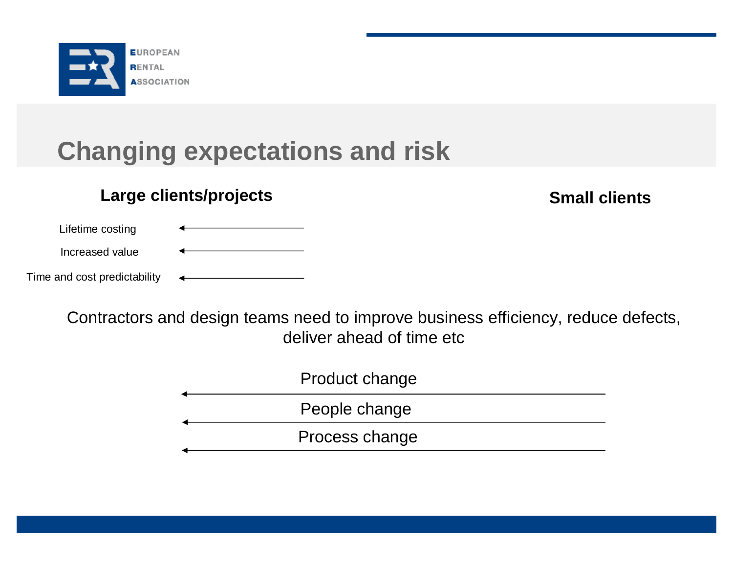# Changing expectations and risk

**Large clients/projects** **Small clients**

- Lifetime costing ←
- Increased value ←
- Time and cost predictability ←

Contractors and design teams need to improve business efficiency, reduce defects, deliver ahead of time etc

- Product change ←
- People change ←
- Process change ←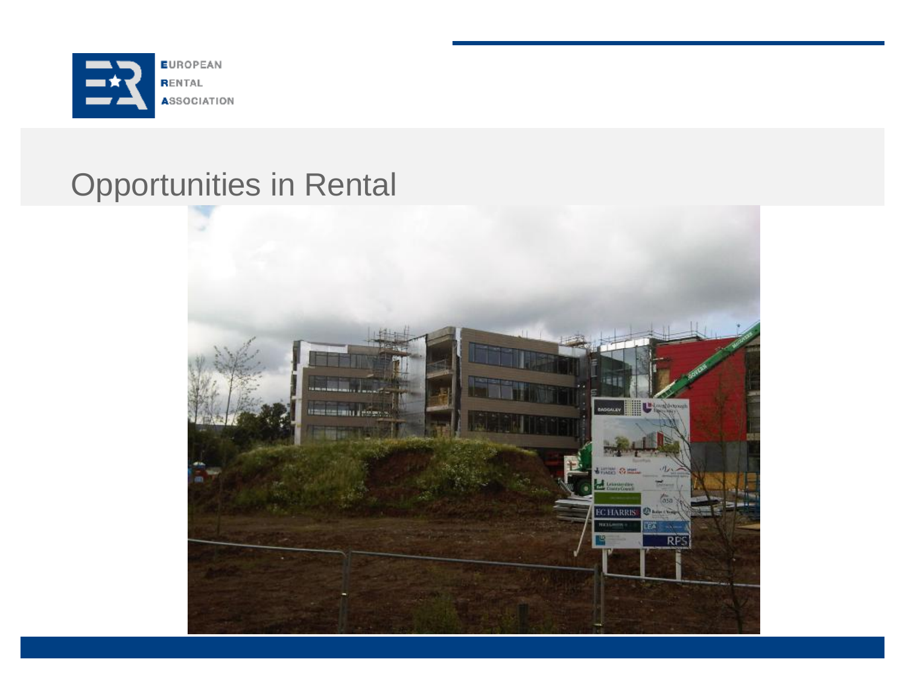EUROPEAN
RENTAL
ASSOCIATION

# Opportunities in Rental